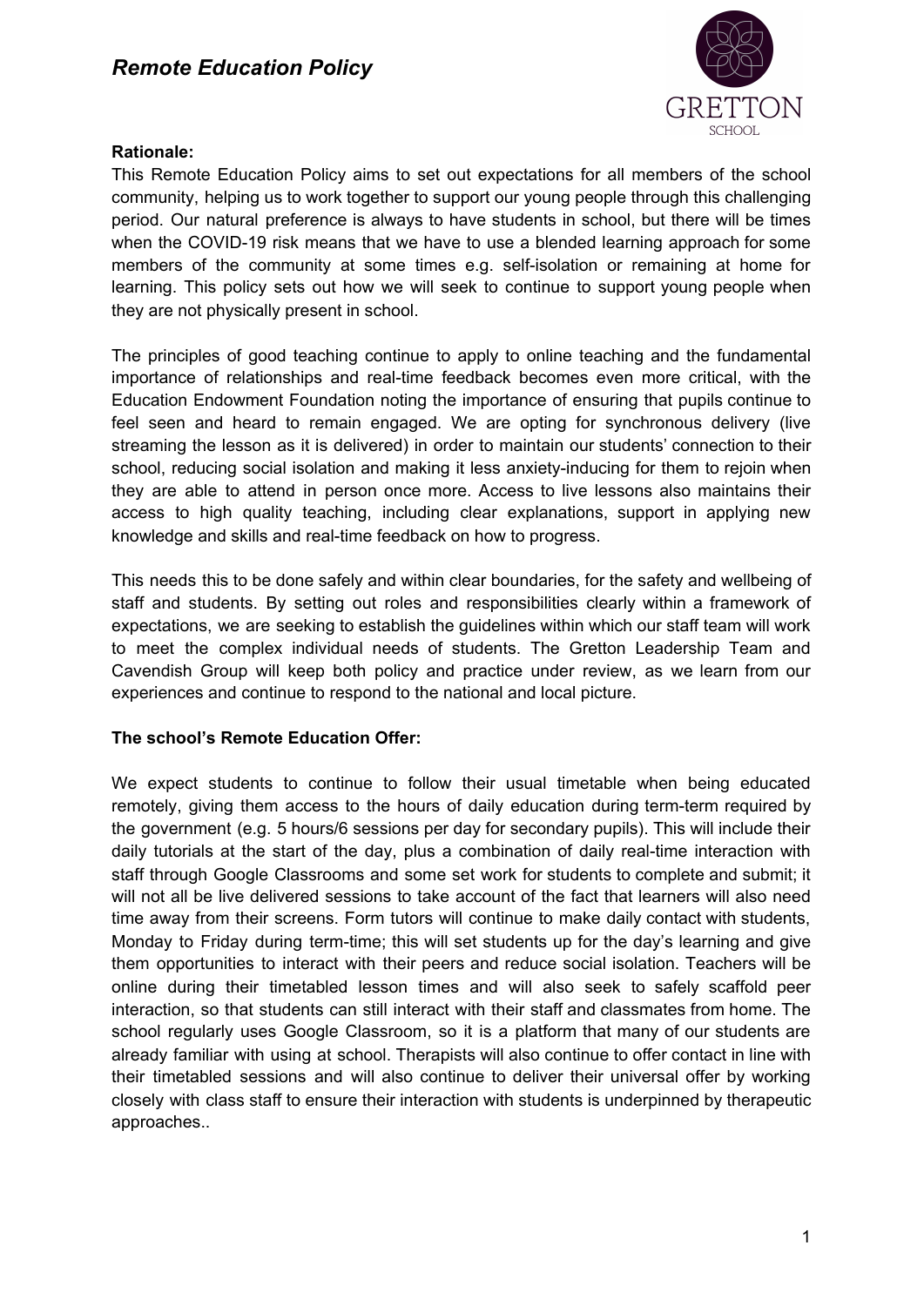# *Remote Education Policy*

**Rationale:**

This Remote Education Policy aims to set out expectations for all members of the school community, helping us to work together to support our young people through this challenging period. Our natural preference is always to have students in school, but there will be times when the COVID-19 risk means that we have to use a blended learning approach for some members of the community at some times e.g. self-isolation or remaining at home for learning. This policy sets out how we will seek to continue to support young people when they are not physically present in school.

The principles of good teaching continue to apply to online teaching and the fundamental importance of relationships and real-time feedback becomes even more critical, with the Education Endowment Foundation noting the importance of ensuring that pupils continue to feel seen and heard to remain engaged. We are opting for synchronous delivery (live streaming the lesson as it is delivered) in order to maintain our students' connection to their school, reducing social isolation and making it less anxiety-inducing for them to rejoin when they are able to attend in person once more. Access to live lessons also maintains their access to high quality teaching, including clear explanations, support in applying new knowledge and skills and real-time feedback on how to progress.

This needs this to be done safely and within clear boundaries, for the safety and wellbeing of staff and students. By setting out roles and responsibilities clearly within a framework of expectations, we are seeking to establish the guidelines within which our staff team will work to meet the complex individual needs of students. The Gretton Leadership Team and Cavendish Group will keep both policy and practice under review, as we learn from our experiences and continue to respond to the national and local picture.

**The school's Remote Education Offer:**

We expect students to continue to follow their usual timetable when being educated remotely, giving them access to the hours of daily education during term-term required by the government (e.g. 5 hours/6 sessions per day for secondary pupils). This will include their daily tutorials at the start of the day, plus a combination of daily real-time interaction with staff through Google Classrooms and some set work for students to complete and submit; it will not all be live delivered sessions to take account of the fact that learners will also need time away from their screens. Form tutors will continue to make daily contact with students, Monday to Friday during term-time; this will set students up for the day's learning and give them opportunities to interact with their peers and reduce social isolation. Teachers will be online during their timetabled lesson times and will also seek to safely scaffold peer interaction, so that students can still interact with their staff and classmates from home. The school regularly uses Google Classroom, so it is a platform that many of our students are already familiar with using at school. Therapists will also continue to offer contact in line with their timetabled sessions and will also continue to deliver their universal offer by working closely with class staff to ensure their interaction with students is underpinned by therapeutic approaches..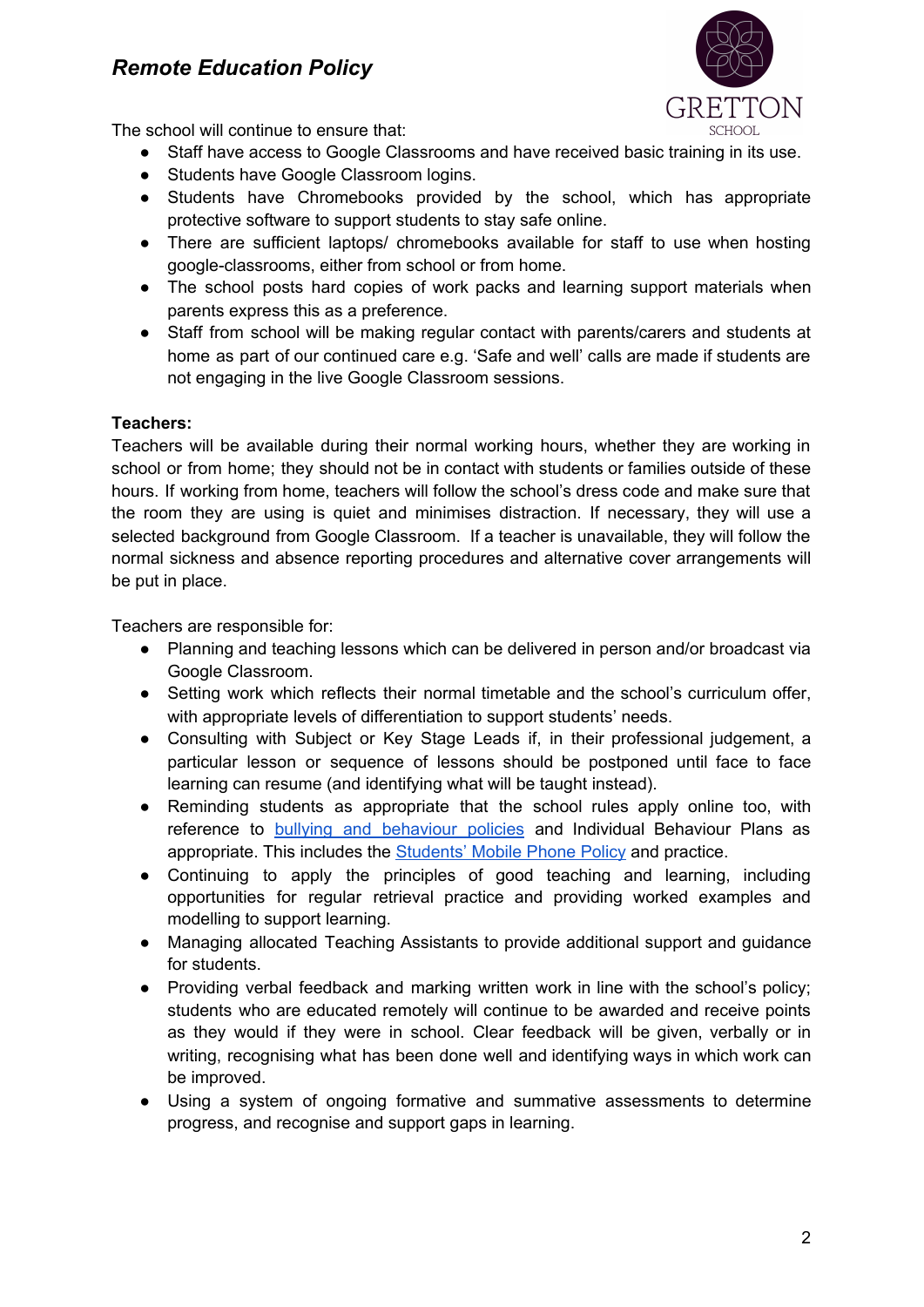The school will continue to ensure that:

- Staff have access to Google Classrooms and have received basic training in its use.
- Students have Google Classroom logins.
- Students have Chromebooks provided by the school, which has appropriate protective software to support students to stay safe online.
- There are sufficient laptops/ chromebooks available for staff to use when hosting google-classrooms, either from school or from home.
- The school posts hard copies of work packs and learning support materials when parents express this as a preference.
- Staff from school will be making regular contact with parents/carers and students at home as part of our continued care e.g. 'Safe and well' calls are made if students are not engaging in the live Google Classroom sessions.

**Teachers:**

Teachers will be available during their normal working hours, whether they are working in school or from home; they should not be in contact with students or families outside of these hours. If working from home, teachers will follow the school's dress code and make sure that the room they are using is quiet and minimises distraction. If necessary, they will use a selected background from Google Classroom. If a teacher is unavailable, they will follow the normal sickness and absence reporting procedures and alternative cover arrangements will be put in place.

Teachers are responsible for:

- Planning and teaching lessons which can be delivered in person and/or broadcast via Google Classroom.
- Setting work which reflects their normal timetable and the school's curriculum offer, with appropriate levels of differentiation to support students' needs.
- Consulting with Subject or Key Stage Leads if, in their professional judgement, a particular lesson or sequence of lessons should be postponed until face to face learning can resume (and identifying what will be taught instead).
- Reminding students as appropriate that the school rules apply online too, with reference to bullying and behaviour policies and Individual Behaviour Plans as appropriate. This includes the Students' Mobile Phone Policy and practice.
- Continuing to apply the principles of good teaching and learning, including opportunities for regular retrieval practice and providing worked examples and modelling to support learning.
- Managing allocated Teaching Assistants to provide additional support and guidance for students.
- Providing verbal feedback and marking written work in line with the school's policy; students who are educated remotely will continue to be awarded and receive points as they would if they were in school. Clear feedback will be given, verbally or in writing, recognising what has been done well and identifying ways in which work can be improved.
- Using a system of ongoing formative and summative assessments to determine progress, and recognise and support gaps in learning.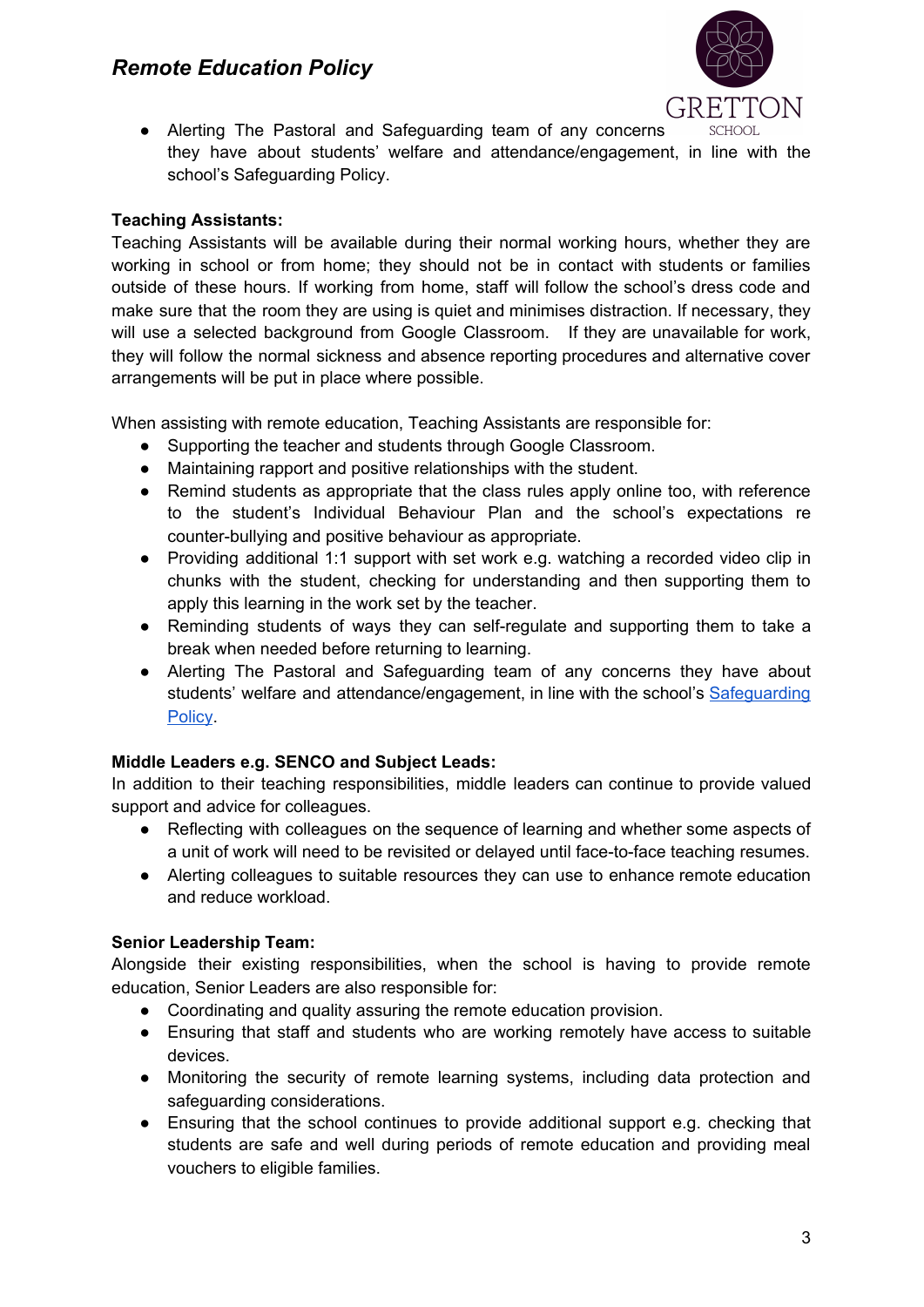- Alerting The Pastoral and Safeguarding team of any concerns they have about students' welfare and attendance/engagement, in line with the school's Safeguarding Policy.

**Teaching Assistants:**

Teaching Assistants will be available during their normal working hours, whether they are working in school or from home; they should not be in contact with students or families outside of these hours. If working from home, staff will follow the school's dress code and make sure that the room they are using is quiet and minimises distraction. If necessary, they will use a selected background from Google Classroom. If they are unavailable for work, they will follow the normal sickness and absence reporting procedures and alternative cover arrangements will be put in place where possible.

When assisting with remote education, Teaching Assistants are responsible for:

- Supporting the teacher and students through Google Classroom.
- Maintaining rapport and positive relationships with the student.
- Remind students as appropriate that the class rules apply online too, with reference to the student's Individual Behaviour Plan and the school's expectations re counter-bullying and positive behaviour as appropriate.
- Providing additional 1:1 support with set work e.g. watching a recorded video clip in chunks with the student, checking for understanding and then supporting them to apply this learning in the work set by the teacher.
- Reminding students of ways they can self-regulate and supporting them to take a break when needed before returning to learning.
- Alerting The Pastoral and Safeguarding team of any concerns they have about students' welfare and attendance/engagement, in line with the school's Safeguarding Policy.

**Middle Leaders e.g. SENCO and Subject Leads:**

In addition to their teaching responsibilities, middle leaders can continue to provide valued support and advice for colleagues.

- Reflecting with colleagues on the sequence of learning and whether some aspects of a unit of work will need to be revisited or delayed until face-to-face teaching resumes.
- Alerting colleagues to suitable resources they can use to enhance remote education and reduce workload.

**Senior Leadership Team:**

Alongside their existing responsibilities, when the school is having to provide remote education, Senior Leaders are also responsible for:

- Coordinating and quality assuring the remote education provision.
- Ensuring that staff and students who are working remotely have access to suitable devices.
- Monitoring the security of remote learning systems, including data protection and safeguarding considerations.
- Ensuring that the school continues to provide additional support e.g. checking that students are safe and well during periods of remote education and providing meal vouchers to eligible families.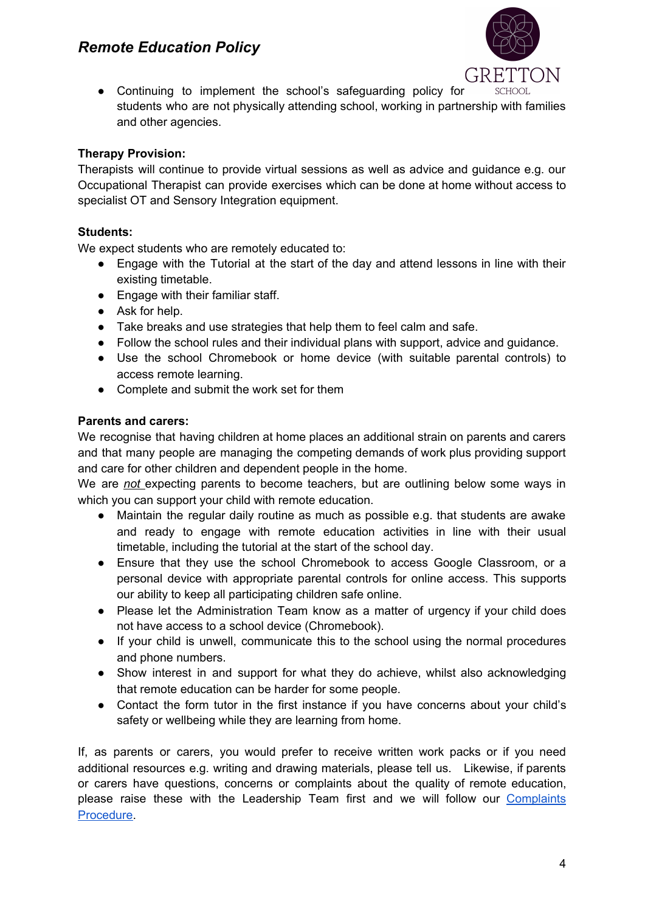- Continuing to implement the school's safeguarding policy for students who are not physically attending school, working in partnership with families and other agencies.

**Therapy Provision:**

Therapists will continue to provide virtual sessions as well as advice and guidance e.g. our Occupational Therapist can provide exercises which can be done at home without access to specialist OT and Sensory Integration equipment.

**Students:**

We expect students who are remotely educated to:

- Engage with the Tutorial at the start of the day and attend lessons in line with their existing timetable.
- Engage with their familiar staff.
- Ask for help.
- Take breaks and use strategies that help them to feel calm and safe.
- Follow the school rules and their individual plans with support, advice and guidance.
- Use the school Chromebook or home device (with suitable parental controls) to access remote learning.
- Complete and submit the work set for them

**Parents and carers:**

We recognise that having children at home places an additional strain on parents and carers and that many people are managing the competing demands of work plus providing support and care for other children and dependent people in the home.

We are *not* expecting parents to become teachers, but are outlining below some ways in which you can support your child with remote education.

- Maintain the regular daily routine as much as possible e.g. that students are awake and ready to engage with remote education activities in line with their usual timetable, including the tutorial at the start of the school day.
- Ensure that they use the school Chromebook to access Google Classroom, or a personal device with appropriate parental controls for online access. This supports our ability to keep all participating children safe online.
- Please let the Administration Team know as a matter of urgency if your child does not have access to a school device (Chromebook).
- If your child is unwell, communicate this to the school using the normal procedures and phone numbers.
- Show interest in and support for what they do achieve, whilst also acknowledging that remote education can be harder for some people.
- Contact the form tutor in the first instance if you have concerns about your child's safety or wellbeing while they are learning from home.

If, as parents or carers, you would prefer to receive written work packs or if you need additional resources e.g. writing and drawing materials, please tell us. Likewise, if parents or carers have questions, concerns or complaints about the quality of remote education, please raise these with the Leadership Team first and we will follow our Complaints Procedure.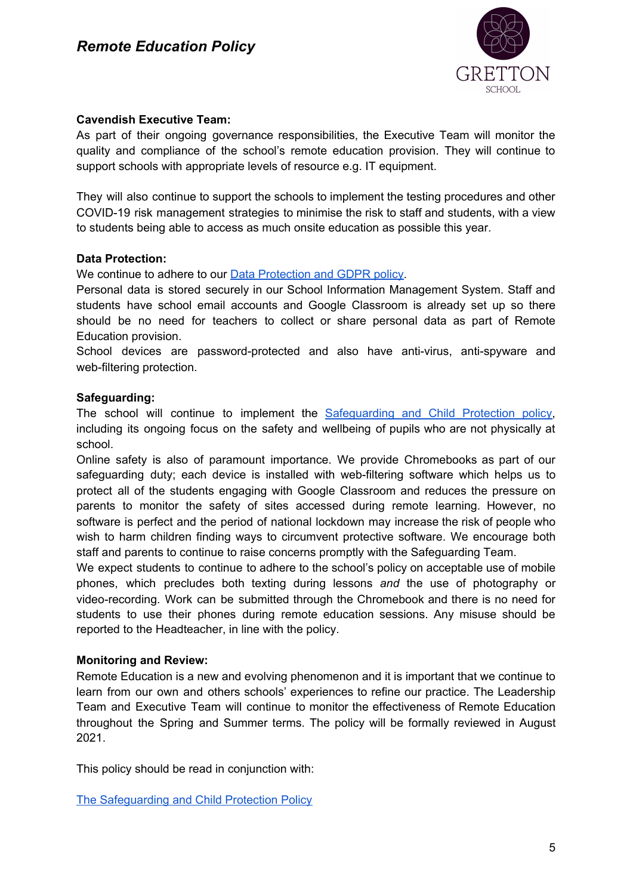**Cavendish Executive Team:**

As part of their ongoing governance responsibilities, the Executive Team will monitor the quality and compliance of the school's remote education provision. They will continue to support schools with appropriate levels of resource e.g. IT equipment.

They will also continue to support the schools to implement the testing procedures and other COVID-19 risk management strategies to minimise the risk to staff and students, with a view to students being able to access as much onsite education as possible this year.

**Data Protection:**

We continue to adhere to our Data Protection and GDPR policy.

Personal data is stored securely in our School Information Management System. Staff and students have school email accounts and Google Classroom is already set up so there should be no need for teachers to collect or share personal data as part of Remote Education provision.

School devices are password-protected and also have anti-virus, anti-spyware and web-filtering protection.

**Safeguarding:**

The school will continue to implement the Safeguarding and Child Protection policy, including its ongoing focus on the safety and wellbeing of pupils who are not physically at school.

Online safety is also of paramount importance. We provide Chromebooks as part of our safeguarding duty; each device is installed with web-filtering software which helps us to protect all of the students engaging with Google Classroom and reduces the pressure on parents to monitor the safety of sites accessed during remote learning. However, no software is perfect and the period of national lockdown may increase the risk of people who wish to harm children finding ways to circumvent protective software. We encourage both staff and parents to continue to raise concerns promptly with the Safeguarding Team.

We expect students to continue to adhere to the school's policy on acceptable use of mobile phones, which precludes both texting during lessons *and* the use of photography or video-recording. Work can be submitted through the Chromebook and there is no need for students to use their phones during remote education sessions. Any misuse should be reported to the Headteacher, in line with the policy.

**Monitoring and Review:**

Remote Education is a new and evolving phenomenon and it is important that we continue to learn from our own and others schools' experiences to refine our practice. The Leadership Team and Executive Team will continue to monitor the effectiveness of Remote Education throughout the Spring and Summer terms. The policy will be formally reviewed in August 2021.

This policy should be read in conjunction with:

The Safeguarding and Child Protection Policy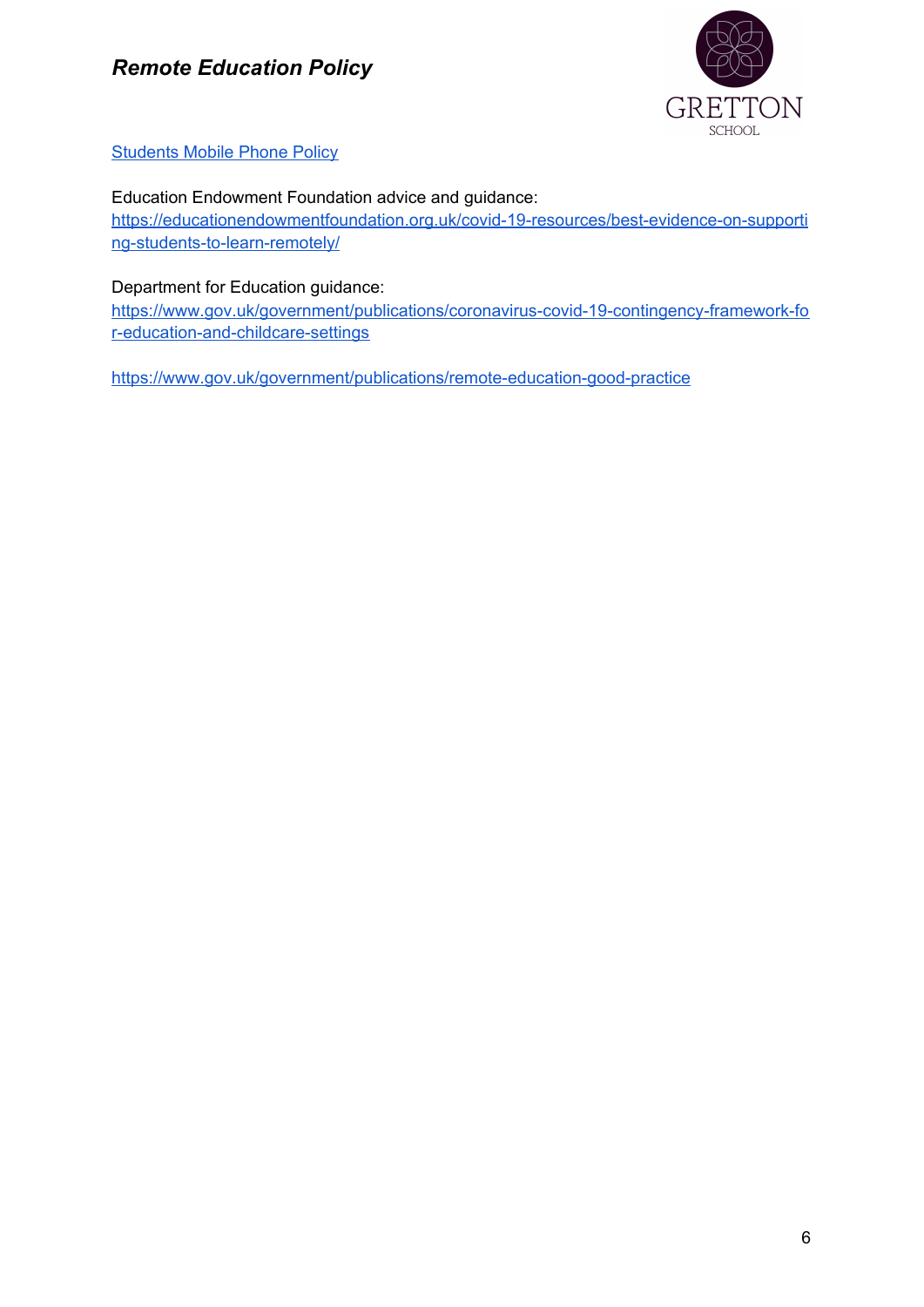[Students Mobile Phone Policy](Students Mobile Phone Policy)

Education Endowment Foundation advice and guidance:
https://educationendowmentfoundation.org.uk/covid-19-resources/best-evidence-on-supporting-students-to-learn-remotely/

Department for Education guidance:
https://www.gov.uk/government/publications/coronavirus-covid-19-contingency-framework-for-education-and-childcare-settings

https://www.gov.uk/government/publications/remote-education-good-practice